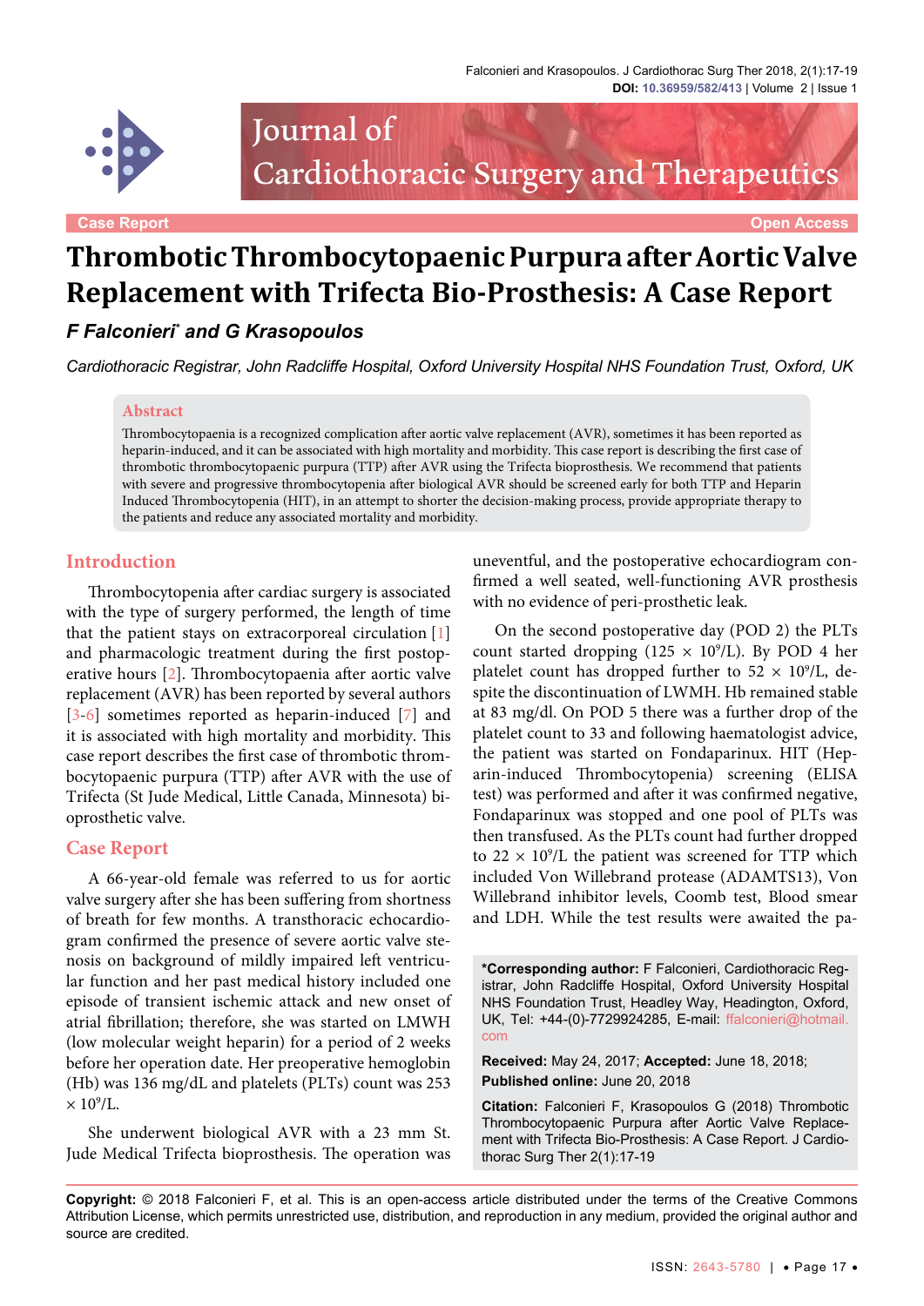Case Report | Open Access

# Thrombotic Thrombocytopaenic Purpura after Aortic Valve Replacement with Trifecta Bio-Prosthesis: A Case Report

***F Falconieri\* and G Krasopoulos***

*Cardiothoracic Registrar, John Radcliffe Hospital, Oxford University Hospital NHS Foundation Trust, Oxford, UK*

## Abstract

Thrombocytopaenia is a recognized complication after aortic valve replacement (AVR), sometimes it has been reported as heparin-induced, and it can be associated with high mortality and morbidity. This case report is describing the first case of thrombotic thrombocytopaenic purpura (TTP) after AVR using the Trifecta bioprosthesis. We recommend that patients with severe and progressive thrombocytopenia after biological AVR should be screened early for both TTP and Heparin Induced Thrombocytopenia (HIT), in an attempt to shorter the decision-making process, provide appropriate therapy to the patients and reduce any associated mortality and morbidity.

## Introduction

Thrombocytopenia after cardiac surgery is associated with the type of surgery performed, the length of time that the patient stays on extracorporeal circulation [1] and pharmacologic treatment during the first postoperative hours [2]. Thrombocytopaenia after aortic valve replacement (AVR) has been reported by several authors [3-6] sometimes reported as heparin-induced [7] and it is associated with high mortality and morbidity. This case report describes the first case of thrombotic thrombocytopaenic purpura (TTP) after AVR with the use of Trifecta (St Jude Medical, Little Canada, Minnesota) bioprosthetic valve.

## Case Report

A 66-year-old female was referred to us for aortic valve surgery after she has been suffering from shortness of breath for few months. A transthoracic echocardiogram confirmed the presence of severe aortic valve stenosis on background of mildly impaired left ventricular function and her past medical history included one episode of transient ischemic attack and new onset of atrial fibrillation; therefore, she was started on LMWH (low molecular weight heparin) for a period of 2 weeks before her operation date. Her preoperative hemoglobin (Hb) was 136 mg/dL and platelets (PLTs) count was 253 $\times 10^9$/L.

She underwent biological AVR with a 23 mm St. Jude Medical Trifecta bioprosthesis. The operation was uneventful, and the postoperative echocardiogram confirmed a well seated, well-functioning AVR prosthesis with no evidence of peri-prosthetic leak.

On the second postoperative day (POD 2) the PLTs count started dropping (125 $\times 10^9$/L). By POD 4 her platelet count has dropped further to 52 $\times 10^9$/L, despite the discontinuation of LWMH. Hb remained stable at 83 mg/dl. On POD 5 there was a further drop of the platelet count to 33 and following haematologist advice, the patient was started on Fondaparinux. HIT (Heparin-induced Thrombocytopenia) screening (ELISA test) was performed and after it was confirmed negative, Fondaparinux was stopped and one pool of PLTs was then transfused. As the PLTs count had further dropped to 22 $\times 10^9$/L the patient was screened for TTP which included Von Willebrand protease (ADAMTS13), Von Willebrand inhibitor levels, Coomb test, Blood smear and LDH. While the test results were awaited the pa-

**\*Corresponding author:** F Falconieri, Cardiothoracic Registrar, John Radcliffe Hospital, Oxford University Hospital NHS Foundation Trust, Headley Way, Headington, Oxford, UK, Tel: +44-(0)-7729924285, E-mail: ffalconieri@hotmail.com

**Received:** May 24, 2017; **Accepted:** June 18, 2018; **Published online:** June 20, 2018

**Citation:** Falconieri F, Krasopoulos G (2018) Thrombotic Thrombocytopaenic Purpura after Aortic Valve Replacement with Trifecta Bio-Prosthesis: A Case Report. J Cardiothorac Surg Ther 2(1):17-19

**Copyright:** © 2018 Falconieri F, et al. This is an open-access article distributed under the terms of the Creative Commons Attribution License, which permits unrestricted use, distribution, and reproduction in any medium, provided the original author and source are credited.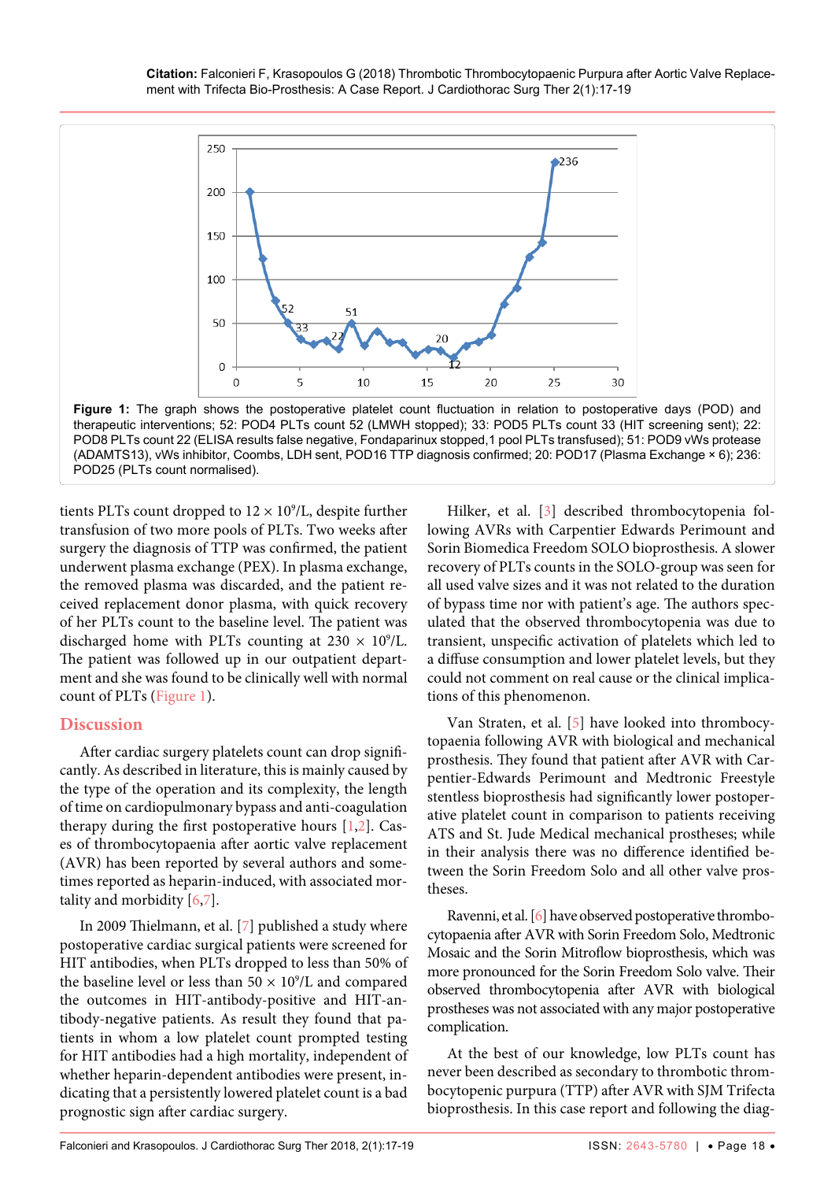**Figure 1:** The graph shows the postoperative platelet count fluctuation in relation to postoperative days (POD) and therapeutic interventions; 52: POD4 PLTs count 52 (LMWH stopped); 33: POD5 PLTs count 33 (HIT screening sent); 22: POD8 PLTs count 22 (ELISA results false negative, Fondaparinux stopped,1 pool PLTs transfused); 51: POD9 vWs protease (ADAMTS13), vWs inhibitor, Coombs, LDH sent, POD16 TTP diagnosis confirmed; 20: POD17 (Plasma Exchange × 6); 236: POD25 (PLTs count normalised).

tients PLTs count dropped to $12 \times 10^9$/L, despite further transfusion of two more pools of PLTs. Two weeks after surgery the diagnosis of TTP was confirmed, the patient underwent plasma exchange (PEX). In plasma exchange, the removed plasma was discarded, and the patient received replacement donor plasma, with quick recovery of her PLTs count to the baseline level. The patient was discharged home with PLTs counting at $230 \times 10^9$/L. The patient was followed up in our outpatient department and she was found to be clinically well with normal count of PLTs (Figure 1).

## Discussion

After cardiac surgery platelets count can drop significantly. As described in literature, this is mainly caused by the type of the operation and its complexity, the length of time on cardiopulmonary bypass and anti-coagulation therapy during the first postoperative hours [1,2]. Cases of thrombocytopaenia after aortic valve replacement (AVR) has been reported by several authors and sometimes reported as heparin-induced, with associated mortality and morbidity [6,7].

In 2009 Thielmann, et al. [7] published a study where postoperative cardiac surgical patients were screened for HIT antibodies, when PLTs dropped to less than 50% of the baseline level or less than $50 \times 10^9$/L and compared the outcomes in HIT-antibody-positive and HIT-antibody-negative patients. As result they found that patients in whom a low platelet count prompted testing for HIT antibodies had a high mortality, independent of whether heparin-dependent antibodies were present, indicating that a persistently lowered platelet count is a bad prognostic sign after cardiac surgery.

Hilker, et al. [3] described thrombocytopaenia following AVRs with Carpentier Edwards Perimount and Sorin Biomedica Freedom SOLO bioprosthesis. A slower recovery of PLTs counts in the SOLO-group was seen for all used valve sizes and it was not related to the duration of bypass time nor with patient's age. The authors speculated that the observed thrombocytopenia was due to transient, unspecific activation of platelets which led to a diffuse consumption and lower platelet levels, but they could not comment on real cause or the clinical implications of this phenomenon.

Van Straten, et al. [5] have looked into thrombocytopaenia following AVR with biological and mechanical prosthesis. They found that patient after AVR with Carpentier-Edwards Perimount and Medtronic Freestyle stentless bioprosthesis had significantly lower postoperative platelet count in comparison to patients receiving ATS and St. Jude Medical mechanical prostheses; while in their analysis there was no difference identified between the Sorin Freedom Solo and all other valve prostheses.

Ravenni, et al. [6] have observed postoperative thrombocytopaenia after AVR with Sorin Freedom Solo, Medtronic Mosaic and the Sorin Mitroflow bioprosthesis, which was more pronounced for the Sorin Freedom Solo valve. Their observed thrombocytopenia after AVR with biological prostheses was not associated with any major postoperative complication.

At the best of our knowledge, low PLTs count has never been described as secondary to thrombotic thrombocytopenic purpura (TTP) after AVR with SJM Trifecta bioprosthesis. In this case report and following the diag-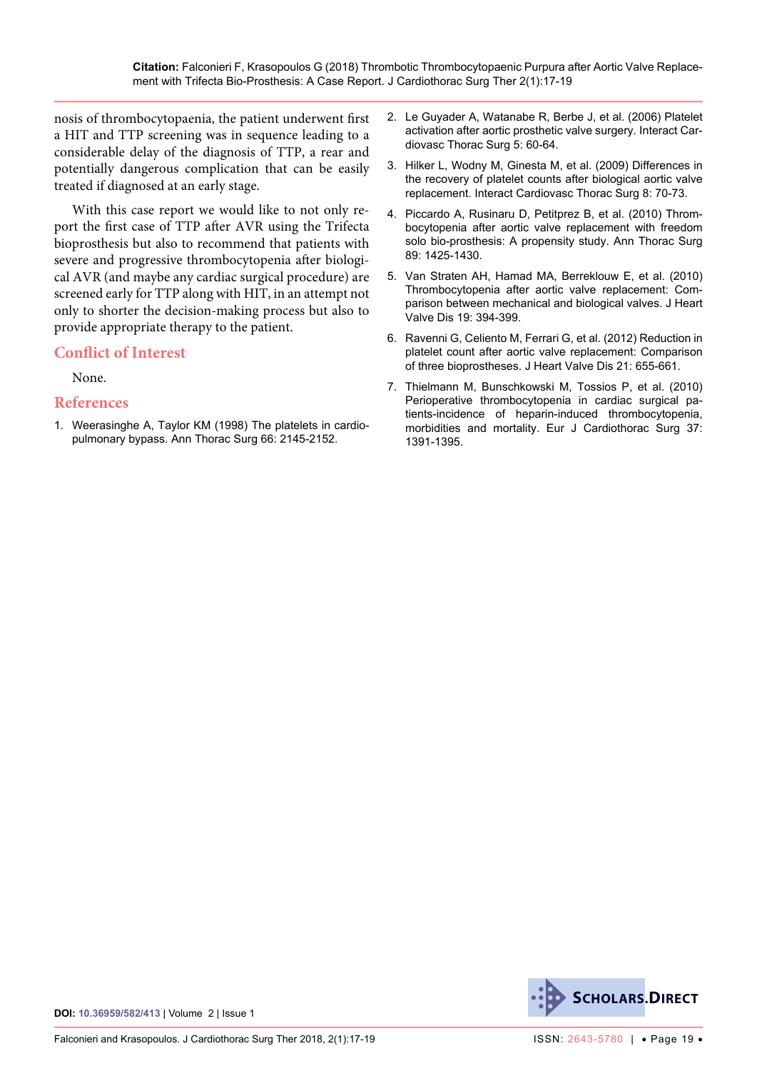nosis of thrombocytopaenia, the patient underwent first a HIT and TTP screening was in sequence leading to a considerable delay of the diagnosis of TTP, a rear and potentially dangerous complication that can be easily treated if diagnosed at an early stage.

With this case report we would like to not only report the first case of TTP after AVR using the Trifecta bioprosthesis but also to recommend that patients with severe and progressive thrombocytopenia after biological AVR (and maybe any cardiac surgical procedure) are screened early for TTP along with HIT, in an attempt not only to shorter the decision-making process but also to provide appropriate therapy to the patient.

## Conflict of Interest

None.

## References

1. Weerasinghe A, Taylor KM (1998) The platelets in cardiopulmonary bypass. Ann Thorac Surg 66: 2145-2152.
2. Le Guyader A, Watanabe R, Berbe J, et al. (2006) Platelet activation after aortic prosthetic valve surgery. Interact Cardiovasc Thorac Surg 5: 60-64.
3. Hilker L, Wodny M, Ginesta M, et al. (2009) Differences in the recovery of platelet counts after biological aortic valve replacement. Interact Cardiovasc Thorac Surg 8: 70-73.
4. Piccardo A, Rusinaru D, Petitprez B, et al. (2010) Thrombocytopenia after aortic valve replacement with freedom solo bio-prosthesis: A propensity study. Ann Thorac Surg 89: 1425-1430.
5. Van Straten AH, Hamad MA, Berreklouw E, et al. (2010) Thrombocytopenia after aortic valve replacement: Comparison between mechanical and biological valves. J Heart Valve Dis 19: 394-399.
6. Ravenni G, Celiento M, Ferrari G, et al. (2012) Reduction in platelet count after aortic valve replacement: Comparison of three bioprostheses. J Heart Valve Dis 21: 655-661.
7. Thielmann M, Bunschkowski M, Tossios P, et al. (2010) Perioperative thrombocytopenia in cardiac surgical patients-incidence of heparin-induced thrombocytopenia, morbidities and mortality. Eur J Cardiothorac Surg 37: 1391-1395.